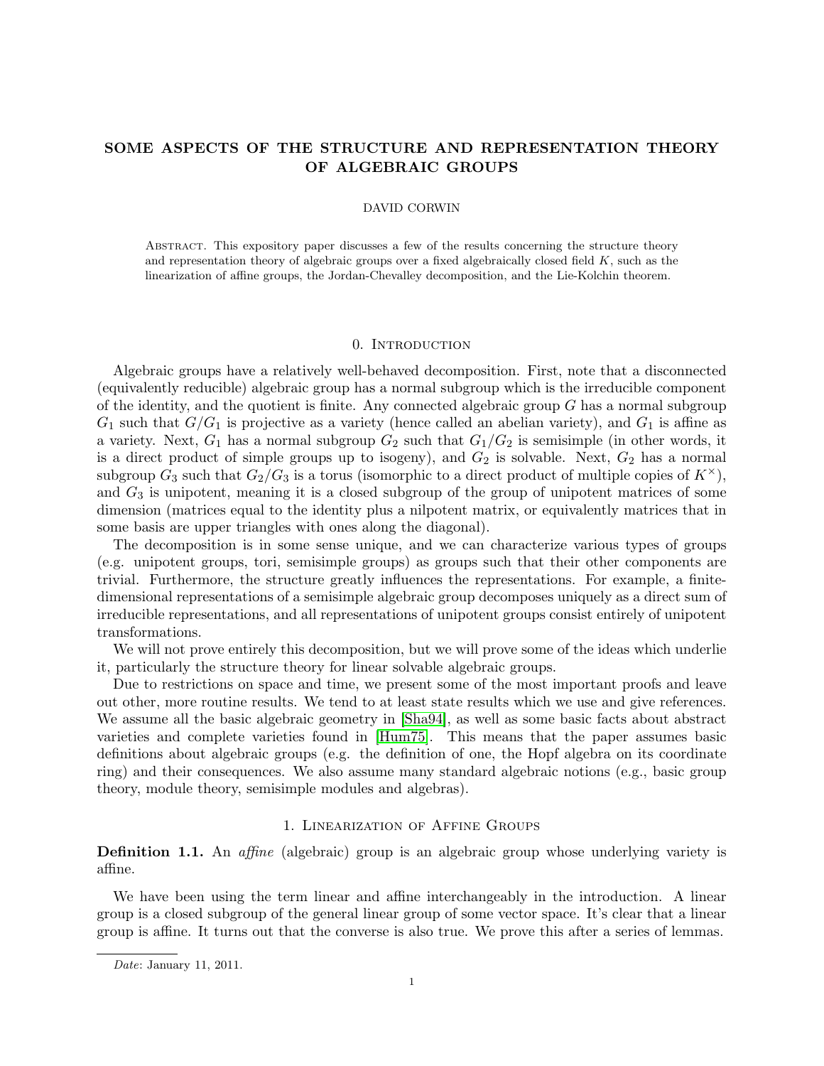# SOME ASPECTS OF THE STRUCTURE AND REPRESENTATION THEORY OF ALGEBRAIC GROUPS

DAVID CORWIN

ABSTRACT. This expository paper discusses a few of the results concerning the structure theory and representation theory of algebraic groups over a fixed algebraically closed field $K$, such as the linearization of affine groups, the Jordan-Chevalley decomposition, and the Lie-Kolchin theorem.

## 0. INTRODUCTION

Algebraic groups have a relatively well-behaved decomposition. First, note that a disconnected (equivalently reducible) algebraic group has a normal subgroup which is the irreducible component of the identity, and the quotient is finite. Any connected algebraic group $G$ has a normal subgroup $G_1$ such that $G/G_1$ is projective as a variety (hence called an abelian variety), and $G_1$ is affine as a variety. Next, $G_1$ has a normal subgroup $G_2$ such that $G_1/G_2$ is semisimple (in other words, it is a direct product of simple groups up to isogeny), and $G_2$ is solvable. Next, $G_2$ has a normal subgroup $G_3$ such that $G_2/G_3$ is a torus (isomorphic to a direct product of multiple copies of $K^\times$), and $G_3$ is unipotent, meaning it is a closed subgroup of the group of unipotent matrices of some dimension (matrices equal to the identity plus a nilpotent matrix, or equivalently matrices that in some basis are upper triangles with ones along the diagonal).

The decomposition is in some sense unique, and we can characterize various types of groups (e.g. unipotent groups, tori, semisimple groups) as groups such that their other components are trivial. Furthermore, the structure greatly influences the representations. For example, a finite-dimensional representations of a semisimple algebraic group decomposes uniquely as a direct sum of irreducible representations, and all representations of unipotent groups consist entirely of unipotent transformations.

We will not prove entirely this decomposition, but we will prove some of the ideas which underlie it, particularly the structure theory for linear solvable algebraic groups.

Due to restrictions on space and time, we present some of the most important proofs and leave out other, more routine results. We tend to at least state results which we use and give references. We assume all the basic algebraic geometry in [Sha94], as well as some basic facts about abstract varieties and complete varieties found in [Hum75]. This means that the paper assumes basic definitions about algebraic groups (e.g. the definition of one, the Hopf algebra on its coordinate ring) and their consequences. We also assume many standard algebraic notions (e.g., basic group theory, module theory, semisimple modules and algebras).

## 1. LINEARIZATION OF AFFINE GROUPS

**Definition 1.1.** An *affine* (algebraic) group is an algebraic group whose underlying variety is affine.

We have been using the term linear and affine interchangeably in the introduction. A linear group is a closed subgroup of the general linear group of some vector space. It's clear that a linear group is affine. It turns out that the converse is also true. We prove this after a series of lemmas.

*Date*: January 11, 2011.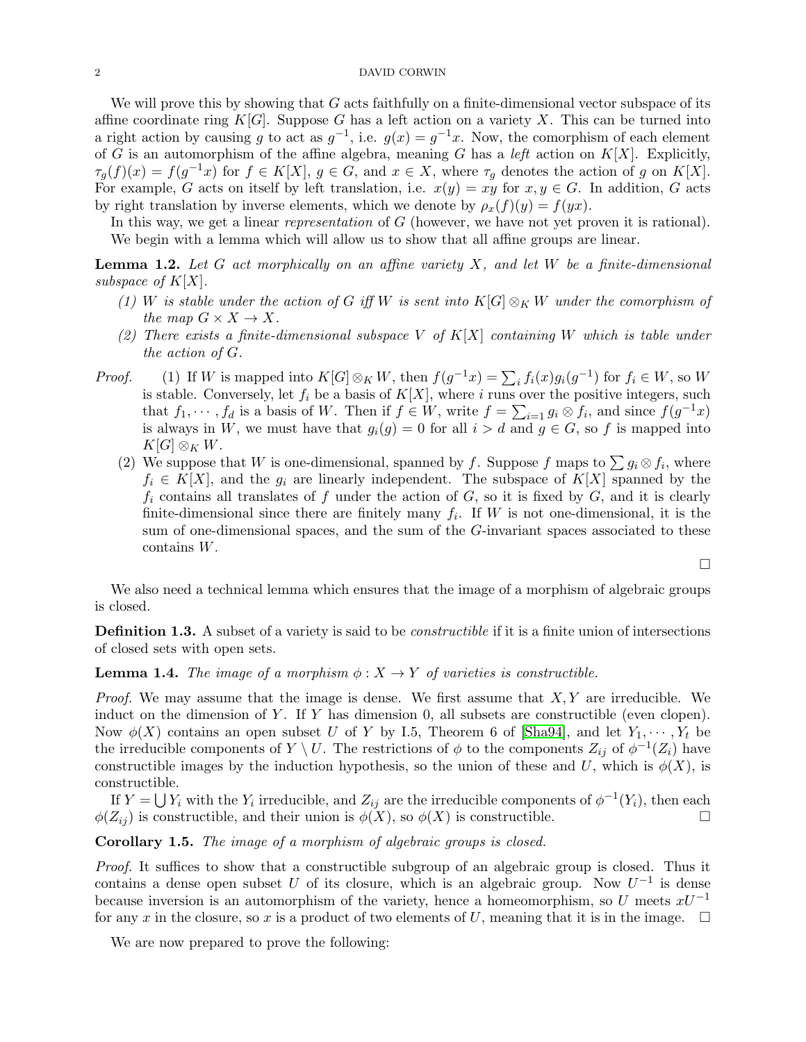We will prove this by showing that $G$ acts faithfully on a finite-dimensional vector subspace of its affine coordinate ring $K[G]$. Suppose $G$ has a left action on a variety $X$. This can be turned into a right action by causing $g$ to act as $g^{-1}$, i.e. $g(x) = g^{-1}x$. Now, the comorphism of each element of $G$ is an automorphism of the affine algebra, meaning $G$ has a *left* action on $K[X]$. Explicitly, $\tau_g(f)(x) = f(g^{-1}x)$ for $f \in K[X]$, $g \in G$, and $x \in X$, where $\tau_g$ denotes the action of $g$ on $K[X]$. For example, $G$ acts on itself by left translation, i.e. $x(y) = xy$ for $x, y \in G$. In addition, $G$ acts by right translation by inverse elements, which we denote by $\rho_x(f)(y) = f(yx)$.

In this way, we get a linear *representation* of $G$ (however, we have not yet proven it is rational). We begin with a lemma which will allow us to show that all affine groups are linear.

**Lemma 1.2.** *Let $G$ act morphically on an affine variety $X$, and let $W$ be a finite-dimensional subspace of $K[X]$.*

1. *$W$ is stable under the action of $G$ iff $W$ is sent into $K[G] \otimes_K W$ under the comorphism of the map $G \times X \to X$.*
2. *There exists a finite-dimensional subspace $V$ of $K[X]$ containing $W$ which is table under the action of $G$.*

*Proof.*

1. If $W$ is mapped into $K[G] \otimes_K W$, then $f(g^{-1}x) = \sum_i f_i(x) g_i(g^{-1})$ for $f_i \in W$, so $W$ is stable. Conversely, let $f_i$ be a basis of $K[X]$, where $i$ runs over the positive integers, such that $f_1, \cdots, f_d$ is a basis of $W$. Then if $f \in W$, write $f = \sum_{i=1} g_i \otimes f_i$, and since $f(g^{-1}x)$ is always in $W$, we must have that $g_i(g) = 0$ for all $i > d$ and $g \in G$, so $f$ is mapped into $K[G] \otimes_K W$.
2. We suppose that $W$ is one-dimensional, spanned by $f$. Suppose $f$ maps to $\sum g_i \otimes f_i$, where $f_i \in K[X]$, and the $g_i$ are linearly independent. The subspace of $K[X]$ spanned by the $f_i$ contains all translates of $f$ under the action of $G$, so it is fixed by $G$, and it is clearly finite-dimensional since there are finitely many $f_i$. If $W$ is not one-dimensional, it is the sum of one-dimensional spaces, and the sum of the $G$-invariant spaces associated to these contains $W$.

□

We also need a technical lemma which ensures that the image of a morphism of algebraic groups is closed.

**Definition 1.3.** A subset of a variety is said to be *constructible* if it is a finite union of intersections of closed sets with open sets.

**Lemma 1.4.** *The image of a morphism $\phi : X \to Y$ of varieties is constructible.*

*Proof.* We may assume that the image is dense. We first assume that $X, Y$ are irreducible. We induct on the dimension of $Y$. If $Y$ has dimension 0, all subsets are constructible (even clopen). Now $\phi(X)$ contains an open subset $U$ of $Y$ by I.5, Theorem 6 of [Sha94], and let $Y_1, \cdots, Y_t$ be the irreducible components of $Y \setminus U$. The restrictions of $\phi$ to the components $Z_{ij}$ of $\phi^{-1}(Z_i)$ have constructible images by the induction hypothesis, so the union of these and $U$, which is $\phi(X)$, is constructible.

If $Y = \bigcup Y_i$ with the $Y_i$ irreducible, and $Z_{ij}$ are the irreducible components of $\phi^{-1}(Y_i)$, then each $\phi(Z_{ij})$ is constructible, and their union is $\phi(X)$, so $\phi(X)$ is constructible. □

**Corollary 1.5.** *The image of a morphism of algebraic groups is closed.*

*Proof.* It suffices to show that a constructible subgroup of an algebraic group is closed. Thus it contains a dense open subset $U$ of its closure, which is an algebraic group. Now $U^{-1}$ is dense because inversion is an automorphism of the variety, hence a homeomorphism, so $U$ meets $xU^{-1}$ for any $x$ in the closure, so $x$ is a product of two elements of $U$, meaning that it is in the image. □

We are now prepared to prove the following: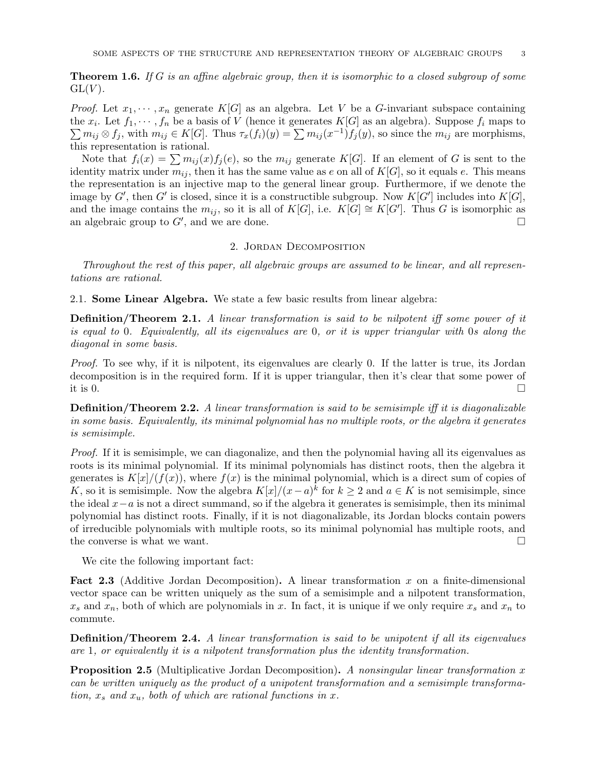**Theorem 1.6.** *If $G$ is an affine algebraic group, then it is isomorphic to a closed subgroup of some* $\mathrm{GL}(V)$.

*Proof.* Let $x_1, \cdots, x_n$ generate $K[G]$ as an algebra. Let $V$ be a $G$-invariant subspace containing the $x_i$. Let $f_1, \cdots, f_n$ be a basis of $V$ (hence it generates $K[G]$ as an algebra). Suppose $f_i$ maps to $\sum m_{ij} \otimes f_j$, with $m_{ij} \in K[G]$. Thus $\tau_x(f_i)(y) = \sum m_{ij}(x^{-1}) f_j(y)$, so since the $m_{ij}$ are morphisms, this representation is rational.

Note that $f_i(x) = \sum m_{ij}(x) f_j(e)$, so the $m_{ij}$ generate $K[G]$. If an element of $G$ is sent to the identity matrix under $m_{ij}$, then it has the same value as $e$ on all of $K[G]$, so it equals $e$. This means the representation is an injective map to the general linear group. Furthermore, if we denote the image by $G'$, then $G'$ is closed, since it is a constructible subgroup. Now $K[G']$ includes into $K[G]$, and the image contains the $m_{ij}$, so it is all of $K[G]$, i.e. $K[G] \cong K[G']$. Thus $G$ is isomorphic as an algebraic group to $G'$, and we are done. □

## 2. Jordan Decomposition

*Throughout the rest of this paper, all algebraic groups are assumed to be linear, and all representations are rational.*

### 2.1. Some Linear Algebra.

We state a few basic results from linear algebra:

**Definition/Theorem 2.1.** *A linear transformation is said to be nilpotent iff some power of it is equal to* 0*. Equivalently, all its eigenvalues are* 0*, or it is upper triangular with* 0*s along the diagonal in some basis.*

*Proof.* To see why, if it is nilpotent, its eigenvalues are clearly 0. If the latter is true, its Jordan decomposition is in the required form. If it is upper triangular, then it's clear that some power of it is 0. □

**Definition/Theorem 2.2.** *A linear transformation is said to be semisimple iff it is diagonalizable in some basis. Equivalently, its minimal polynomial has no multiple roots, or the algebra it generates is semisimple.*

*Proof.* If it is semisimple, we can diagonalize, and then the polynomial having all its eigenvalues as roots is its minimal polynomial. If its minimal polynomials has distinct roots, then the algebra it generates is $K[x]/(f(x))$, where $f(x)$ is the minimal polynomial, which is a direct sum of copies of $K$, so it is semisimple. Now the algebra $K[x]/(x-a)^k$ for $k \geq 2$ and $a \in K$ is not semisimple, since the ideal $x-a$ is not a direct summand, so if the algebra it generates is semisimple, then its minimal polynomial has distinct roots. Finally, if it is not diagonalizable, its Jordan blocks contain powers of irreducible polynomials with multiple roots, so its minimal polynomial has multiple roots, and the converse is what we want. □

We cite the following important fact:

**Fact 2.3** (Additive Jordan Decomposition)**.** A linear transformation $x$ on a finite-dimensional vector space can be written uniquely as the sum of a semisimple and a nilpotent transformation, $x_s$ and $x_n$, both of which are polynomials in $x$. In fact, it is unique if we only require $x_s$ and $x_n$ to commute.

**Definition/Theorem 2.4.** *A linear transformation is said to be unipotent if all its eigenvalues are* 1*, or equivalently it is a nilpotent transformation plus the identity transformation.*

**Proposition 2.5** (Multiplicative Jordan Decomposition)**.** *A nonsingular linear transformation $x$ can be written uniquely as the product of a unipotent transformation and a semisimple transformation, $x_s$ and $x_u$, both of which are rational functions in $x$.*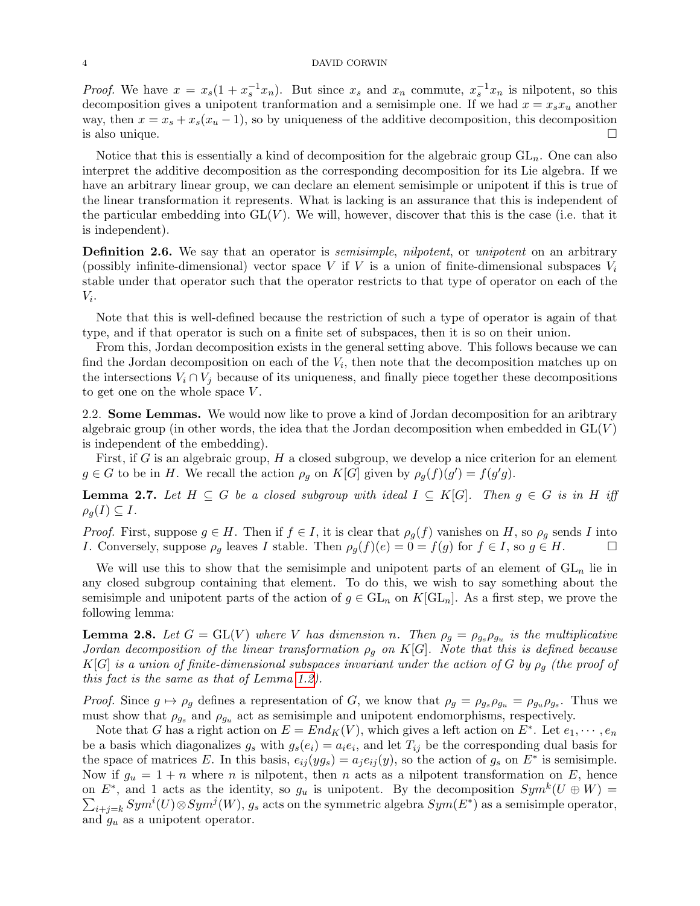*Proof.* We have $x = x_s(1 + x_s^{-1}x_n)$. But since $x_s$ and $x_n$ commute, $x_s^{-1}x_n$ is nilpotent, so this decomposition gives a unipotent tranformation and a semisimple one. If we had $x = x_s x_u$ another way, then $x = x_s + x_s(x_u - 1)$, so by uniqueness of the additive decomposition, this decomposition is also unique. □

Notice that this is essentially a kind of decomposition for the algebraic group $\mathrm{GL}_n$. One can also interpret the additive decomposition as the corresponding decomposition for its Lie algebra. If we have an arbitrary linear group, we can declare an element semisimple or unipotent if this is true of the linear transformation it represents. What is lacking is an assurance that this is independent of the particular embedding into $\mathrm{GL}(V)$. We will, however, discover that this is the case (i.e. that it is independent).

**Definition 2.6.** We say that an operator is *semisimple*, *nilpotent*, or *unipotent* on an arbitrary (possibly infinite-dimensional) vector space $V$ if $V$ is a union of finite-dimensional subspaces $V_i$ stable under that operator such that the operator restricts to that type of operator on each of the $V_i$.

Note that this is well-defined because the restriction of such a type of operator is again of that type, and if that operator is such on a finite set of subspaces, then it is so on their union.

From this, Jordan decomposition exists in the general setting above. This follows because we can find the Jordan decomposition on each of the $V_i$, then note that the decomposition matches up on the intersections $V_i \cap V_j$ because of its uniqueness, and finally piece together these decompositions to get one on the whole space $V$.

## 2.2. Some Lemmas.

We would now like to prove a kind of Jordan decomposition for an aribtrary algebraic group (in other words, the idea that the Jordan decomposition when embedded in $\mathrm{GL}(V)$ is independent of the embedding).

First, if $G$ is an algebraic group, $H$ a closed subgroup, we develop a nice criterion for an element $g \in G$ to be in $H$. We recall the action $\rho_g$ on $K[G]$ given by $\rho_g(f)(g') = f(g'g)$.

**Lemma 2.7.** *Let $H \subseteq G$ be a closed subgroup with ideal $I \subseteq K[G]$. Then $g \in G$ is in $H$ iff $\rho_g(I) \subseteq I$.*

*Proof.* First, suppose $g \in H$. Then if $f \in I$, it is clear that $\rho_g(f)$ vanishes on $H$, so $\rho_g$ sends $I$ into $I$. Conversely, suppose $\rho_g$ leaves $I$ stable. Then $\rho_g(f)(e) = 0 = f(g)$ for $f \in I$, so $g \in H$. □

We will use this to show that the semisimple and unipotent parts of an element of $\mathrm{GL}_n$ lie in any closed subgroup containing that element. To do this, we wish to say something about the semisimple and unipotent parts of the action of $g \in \mathrm{GL}_n$ on $K[\mathrm{GL}_n]$. As a first step, we prove the following lemma:

**Lemma 2.8.** *Let $G = \mathrm{GL}(V)$ where $V$ has dimension $n$. Then $\rho_g = \rho_{g_s}\rho_{g_u}$ is the multiplicative Jordan decomposition of the linear transformation $\rho_g$ on $K[G]$. Note that this is defined because $K[G]$ is a union of finite-dimensional subspaces invariant under the action of $G$ by $\rho_g$ (the proof of this fact is the same as that of Lemma 1.2).*

*Proof.* Since $g \mapsto \rho_g$ defines a representation of $G$, we know that $\rho_g = \rho_{g_s}\rho_{g_u} = \rho_{g_u}\rho_{g_s}$. Thus we must show that $\rho_{g_s}$ and $\rho_{g_u}$ act as semisimple and unipotent endomorphisms, respectively.

Note that $G$ has a right action on $E = End_K(V)$, which gives a left action on $E^*$. Let $e_1, \cdots, e_n$ be a basis which diagonalizes $g_s$ with $g_s(e_i) = a_i e_i$, and let $T_{ij}$ be the corresponding dual basis for the space of matrices $E$. In this basis, $e_{ij}(yg_s) = a_j e_{ij}(y)$, so the action of $g_s$ on $E^*$ is semisimple. Now if $g_u = 1 + n$ where $n$ is nilpotent, then $n$ acts as a nilpotent transformation on $E$, hence on $E^*$, and 1 acts as the identity, so $g_u$ is unipotent. By the decomposition $Sym^k(U \oplus W) = \sum_{i+j=k} Sym^i(U) \otimes Sym^j(W)$, $g_s$ acts on the symmetric algebra $Sym(E^*)$ as a semisimple operator, and $g_u$ as a unipotent operator.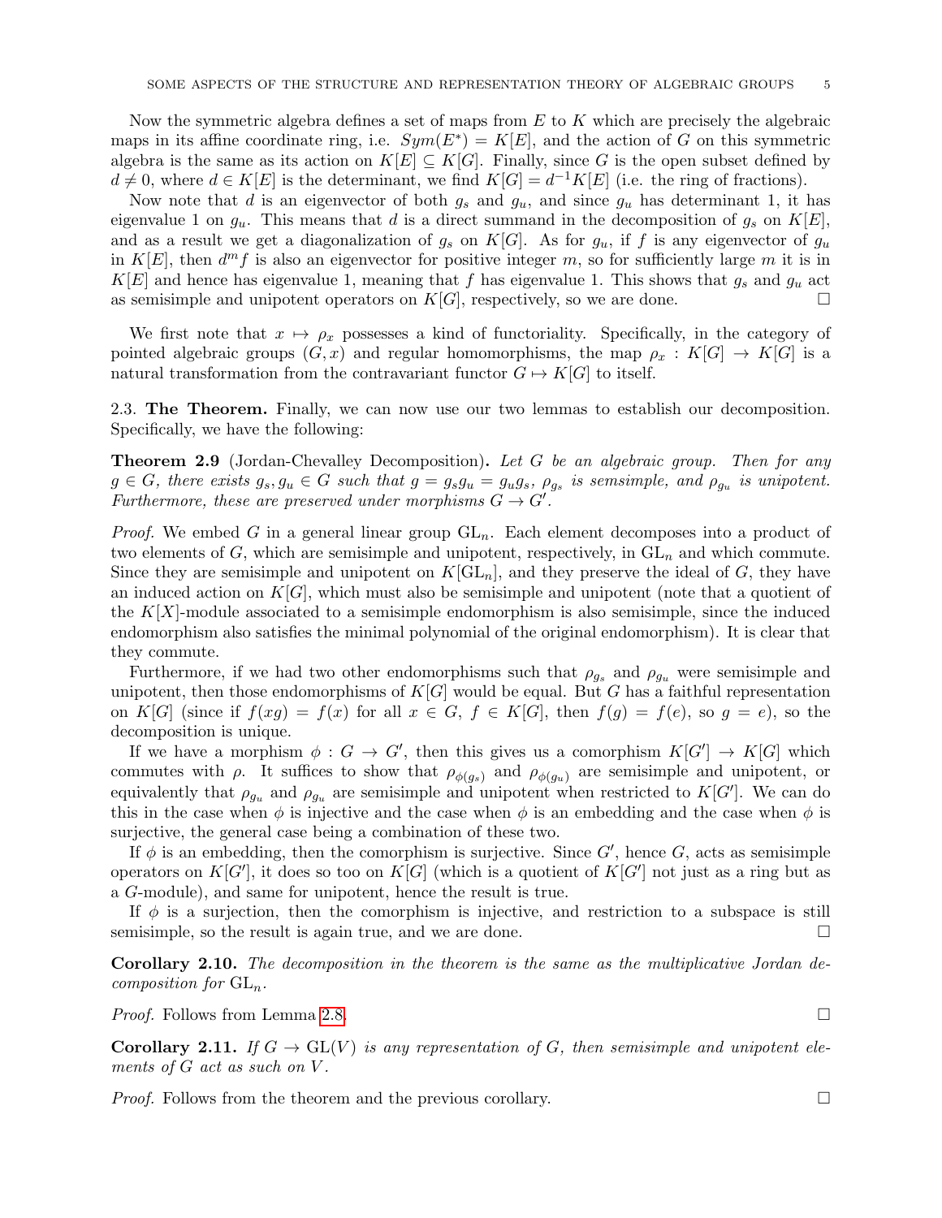Now the symmetric algebra defines a set of maps from $E$ to $K$ which are precisely the algebraic maps in its affine coordinate ring, i.e. $Sym(E^*) = K[E]$, and the action of $G$ on this symmetric algebra is the same as its action on $K[E] \subseteq K[G]$. Finally, since $G$ is the open subset defined by $d \neq 0$, where $d \in K[E]$ is the determinant, we find $K[G] = d^{-1}K[E]$ (i.e. the ring of fractions).

Now note that $d$ is an eigenvector of both $g_s$ and $g_u$, and since $g_u$ has determinant 1, it has eigenvalue 1 on $g_u$. This means that $d$ is a direct summand in the decomposition of $g_s$ on $K[E]$, and as a result we get a diagonalization of $g_s$ on $K[G]$. As for $g_u$, if $f$ is any eigenvector of $g_u$ in $K[E]$, then $d^m f$ is also an eigenvector for positive integer $m$, so for sufficiently large $m$ it is in $K[E]$ and hence has eigenvalue 1, meaning that $f$ has eigenvalue 1. This shows that $g_s$ and $g_u$ act as semisimple and unipotent operators on $K[G]$, respectively, so we are done. □

We first note that $x \mapsto \rho_x$ possesses a kind of functoriality. Specifically, in the category of pointed algebraic groups $(G, x)$ and regular homomorphisms, the map $\rho_x : K[G] \to K[G]$ is a natural transformation from the contravariant functor $G \mapsto K[G]$ to itself.

## 2.3. The Theorem.

Finally, we can now use our two lemmas to establish our decomposition. Specifically, we have the following:

**Theorem 2.9** (Jordan-Chevalley Decomposition). *Let $G$ be an algebraic group. Then for any $g \in G$, there exists $g_s, g_u \in G$ such that $g = g_s g_u = g_u g_s$, $\rho_{g_s}$ is semsimple, and $\rho_{g_u}$ is unipotent. Furthermore, these are preserved under morphisms $G \to G'$.*

*Proof.* We embed $G$ in a general linear group $\mathrm{GL}_n$. Each element decomposes into a product of two elements of $G$, which are semisimple and unipotent, respectively, in $\mathrm{GL}_n$ and which commute. Since they are semisimple and unipotent on $K[\mathrm{GL}_n]$, and they preserve the ideal of $G$, they have an induced action on $K[G]$, which must also be semisimple and unipotent (note that a quotient of the $K[X]$-module associated to a semisimple endomorphism is also semisimple, since the induced endomorphism also satisfies the minimal polynomial of the original endomorphism). It is clear that they commute.

Furthermore, if we had two other endomorphisms such that $\rho_{g_s}$ and $\rho_{g_u}$ were semisimple and unipotent, then those endomorphisms of $K[G]$ would be equal. But $G$ has a faithful representation on $K[G]$ (since if $f(xg) = f(x)$ for all $x \in G$, $f \in K[G]$, then $f(g) = f(e)$, so $g = e$), so the decomposition is unique.

If we have a morphism $\phi : G \to G'$, then this gives us a comorphism $K[G'] \to K[G]$ which commutes with $\rho$. It suffices to show that $\rho_{\phi(g_s)}$ and $\rho_{\phi(g_u)}$ are semisimple and unipotent, or equivalently that $\rho_{g_u}$ and $\rho_{g_u}$ are semisimple and unipotent when restricted to $K[G']$. We can do this in the case when $\phi$ is injective and the case when $\phi$ is an embedding and the case when $\phi$ is surjective, the general case being a combination of these two.

If $\phi$ is an embedding, then the comorphism is surjective. Since $G'$, hence $G$, acts as semisimple operators on $K[G']$, it does so too on $K[G]$ (which is a quotient of $K[G']$ not just as a ring but as a $G$-module), and same for unipotent, hence the result is true.

If $\phi$ is a surjection, then the comorphism is injective, and restriction to a subspace is still semisimple, so the result is again true, and we are done. □

**Corollary 2.10.** *The decomposition in the theorem is the same as the multiplicative Jordan decomposition for $\mathrm{GL}_n$.*

*Proof.* Follows from Lemma 2.8. □

**Corollary 2.11.** *If $G \to \mathrm{GL}(V)$ is any representation of $G$, then semisimple and unipotent elements of $G$ act as such on $V$.*

*Proof.* Follows from the theorem and the previous corollary. □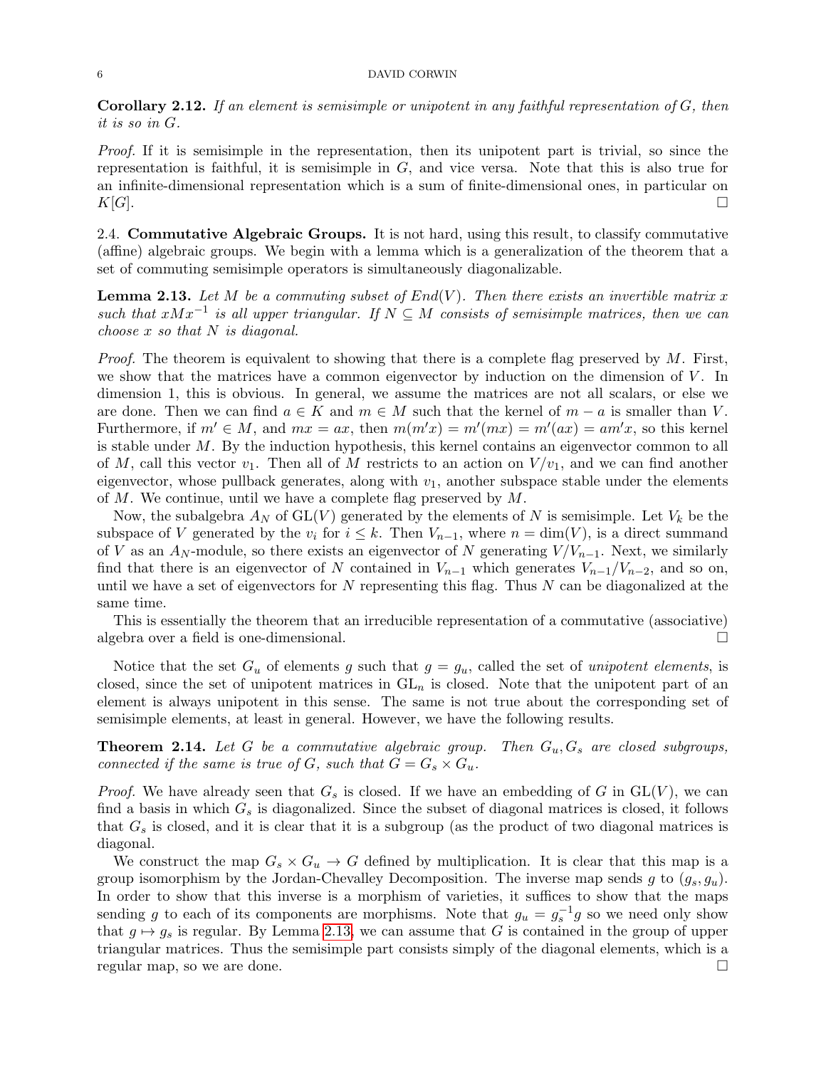**Corollary 2.12.** *If an element is semisimple or unipotent in any faithful representation of $G$, then it is so in $G$.*

*Proof.* If it is semisimple in the representation, then its unipotent part is trivial, so since the representation is faithful, it is semisimple in $G$, and vice versa. Note that this is also true for an infinite-dimensional representation which is a sum of finite-dimensional ones, in particular on $K[G]$. □

2.4. **Commutative Algebraic Groups.** It is not hard, using this result, to classify commutative (affine) algebraic groups. We begin with a lemma which is a generalization of the theorem that a set of commuting semisimple operators is simultaneously diagonalizable.

**Lemma 2.13.** *Let $M$ be a commuting subset of $End(V)$. Then there exists an invertible matrix $x$ such that $xMx^{-1}$ is all upper triangular. If $N \subseteq M$ consists of semisimple matrices, then we can choose $x$ so that $N$ is diagonal.*

*Proof.* The theorem is equivalent to showing that there is a complete flag preserved by $M$. First, we show that the matrices have a common eigenvector by induction on the dimension of $V$. In dimension 1, this is obvious. In general, we assume the matrices are not all scalars, or else we are done. Then we can find $a \in K$ and $m \in M$ such that the kernel of $m - a$ is smaller than $V$. Furthermore, if $m' \in M$, and $mx = ax$, then $m(m'x) = m'(mx) = m'(ax) = am'x$, so this kernel is stable under $M$. By the induction hypothesis, this kernel contains an eigenvector common to all of $M$, call this vector $v_1$. Then all of $M$ restricts to an action on $V/v_1$, and we can find another eigenvector, whose pullback generates, along with $v_1$, another subspace stable under the elements of $M$. We continue, until we have a complete flag preserved by $M$.

Now, the subalgebra $A_N$ of $\mathrm{GL}(V)$ generated by the elements of $N$ is semisimple. Let $V_k$ be the subspace of $V$ generated by the $v_i$ for $i \leq k$. Then $V_{n-1}$, where $n = \dim(V)$, is a direct summand of $V$ as an $A_N$-module, so there exists an eigenvector of $N$ generating $V/V_{n-1}$. Next, we similarly find that there is an eigenvector of $N$ contained in $V_{n-1}$ which generates $V_{n-1}/V_{n-2}$, and so on, until we have a set of eigenvectors for $N$ representing this flag. Thus $N$ can be diagonalized at the same time.

This is essentially the theorem that an irreducible representation of a commutative (associative) algebra over a field is one-dimensional. □

Notice that the set $G_u$ of elements $g$ such that $g = g_u$, called the set of *unipotent elements*, is closed, since the set of unipotent matrices in $\mathrm{GL}_n$ is closed. Note that the unipotent part of an element is always unipotent in this sense. The same is not true about the corresponding set of semisimple elements, at least in general. However, we have the following results.

**Theorem 2.14.** *Let $G$ be a commutative algebraic group. Then $G_u, G_s$ are closed subgroups, connected if the same is true of $G$, such that $G = G_s \times G_u$.*

*Proof.* We have already seen that $G_s$ is closed. If we have an embedding of $G$ in $\mathrm{GL}(V)$, we can find a basis in which $G_s$ is diagonalized. Since the subset of diagonal matrices is closed, it follows that $G_s$ is closed, and it is clear that it is a subgroup (as the product of two diagonal matrices is diagonal.

We construct the map $G_s \times G_u \to G$ defined by multiplication. It is clear that this map is a group isomorphism by the Jordan-Chevalley Decomposition. The inverse map sends $g$ to $(g_s, g_u)$. In order to show that this inverse is a morphism of varieties, it suffices to show that the maps sending $g$ to each of its components are morphisms. Note that $g_u = g_s^{-1}g$ so we need only show that $g \mapsto g_s$ is regular. By Lemma 2.13, we can assume that $G$ is contained in the group of upper triangular matrices. Thus the semisimple part consists simply of the diagonal elements, which is a regular map, so we are done. □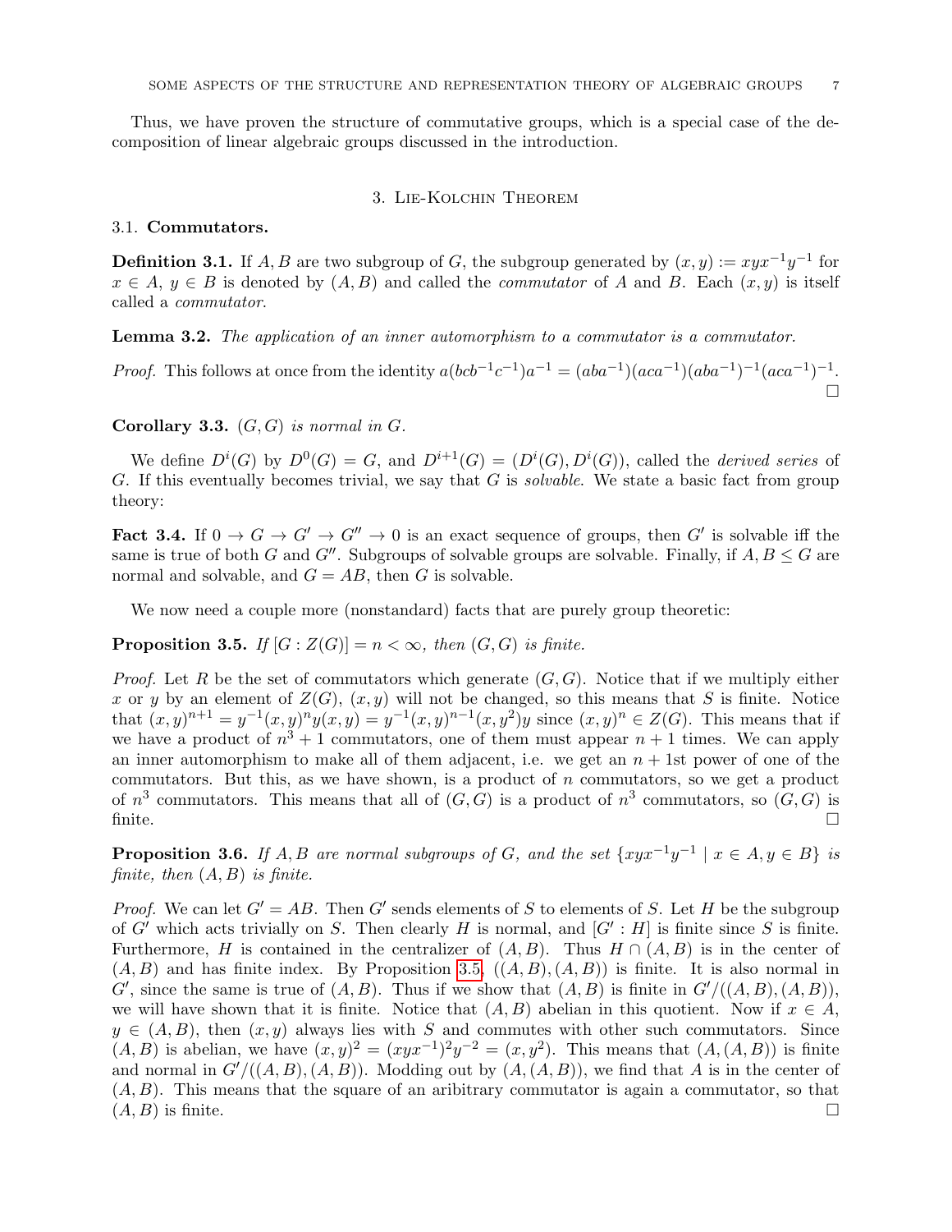Thus, we have proven the structure of commutative groups, which is a special case of the decomposition of linear algebraic groups discussed in the introduction.

## 3. Lie-Kolchin Theorem

### 3.1. Commutators.

**Definition 3.1.** If $A, B$ are two subgroup of $G$, the subgroup generated by $(x, y) := xyx^{-1}y^{-1}$ for $x \in A$, $y \in B$ is denoted by $(A, B)$ and called the *commutator* of $A$ and $B$. Each $(x, y)$ is itself called a *commutator*.

**Lemma 3.2.** *The application of an inner automorphism to a commutator is a commutator.*

*Proof.* This follows at once from the identity $a(bcb^{-1}c^{-1})a^{-1} = (aba^{-1})(aca^{-1})(aba^{-1})^{-1}(aca^{-1})^{-1}$. □

**Corollary 3.3.** *$(G, G)$ is normal in $G$.*

We define $D^i(G)$ by $D^0(G) = G$, and $D^{i+1}(G) = (D^i(G), D^i(G))$, called the *derived series* of $G$. If this eventually becomes trivial, we say that $G$ is *solvable*. We state a basic fact from group theory:

**Fact 3.4.** If $0 \to G \to G' \to G'' \to 0$ is an exact sequence of groups, then $G'$ is solvable iff the same is true of both $G$ and $G''$. Subgroups of solvable groups are solvable. Finally, if $A, B \leq G$ are normal and solvable, and $G = AB$, then $G$ is solvable.

We now need a couple more (nonstandard) facts that are purely group theoretic:

**Proposition 3.5.** *If $[G : Z(G)] = n < \infty$, then $(G, G)$ is finite.*

*Proof.* Let $R$ be the set of commutators which generate $(G, G)$. Notice that if we multiply either $x$ or $y$ by an element of $Z(G)$, $(x, y)$ will not be changed, so this means that $S$ is finite. Notice that $(x, y)^{n+1} = y^{-1}(x, y)^n y(x, y) = y^{-1}(x, y)^{n-1}(x, y^2)y$ since $(x, y)^n \in Z(G)$. This means that if we have a product of $n^3 + 1$ commutators, one of them must appear $n + 1$ times. We can apply an inner automorphism to make all of them adjacent, i.e. we get an $n + 1$st power of one of the commutators. But this, as we have shown, is a product of $n$ commutators, so we get a product of $n^3$ commutators. This means that all of $(G, G)$ is a product of $n^3$ commutators, so $(G, G)$ is finite. □

**Proposition 3.6.** *If $A, B$ are normal subgroups of $G$, and the set $\{xyx^{-1}y^{-1} \mid x \in A, y \in B\}$ is finite, then $(A, B)$ is finite.*

*Proof.* We can let $G' = AB$. Then $G'$ sends elements of $S$ to elements of $S$. Let $H$ be the subgroup of $G'$ which acts trivially on $S$. Then clearly $H$ is normal, and $[G' : H]$ is finite since $S$ is finite. Furthermore, $H$ is contained in the centralizer of $(A, B)$. Thus $H \cap (A, B)$ is in the center of $(A, B)$ and has finite index. By Proposition 3.5, $((A, B), (A, B))$ is finite. It is also normal in $G'$, since the same is true of $(A, B)$. Thus if we show that $(A, B)$ is finite in $G'/((A, B), (A, B))$, we will have shown that it is finite. Notice that $(A, B)$ abelian in this quotient. Now if $x \in A$, $y \in (A, B)$, then $(x, y)$ always lies with $S$ and commutes with other such commutators. Since $(A, B)$ is abelian, we have $(x, y)^2 = (xyx^{-1})^2 y^{-2} = (x, y^2)$. This means that $(A, (A, B))$ is finite and normal in $G'/((A, B), (A, B))$. Modding out by $(A, (A, B))$, we find that $A$ is in the center of $(A, B)$. This means that the square of an aribitrary commutator is again a commutator, so that $(A, B)$ is finite. □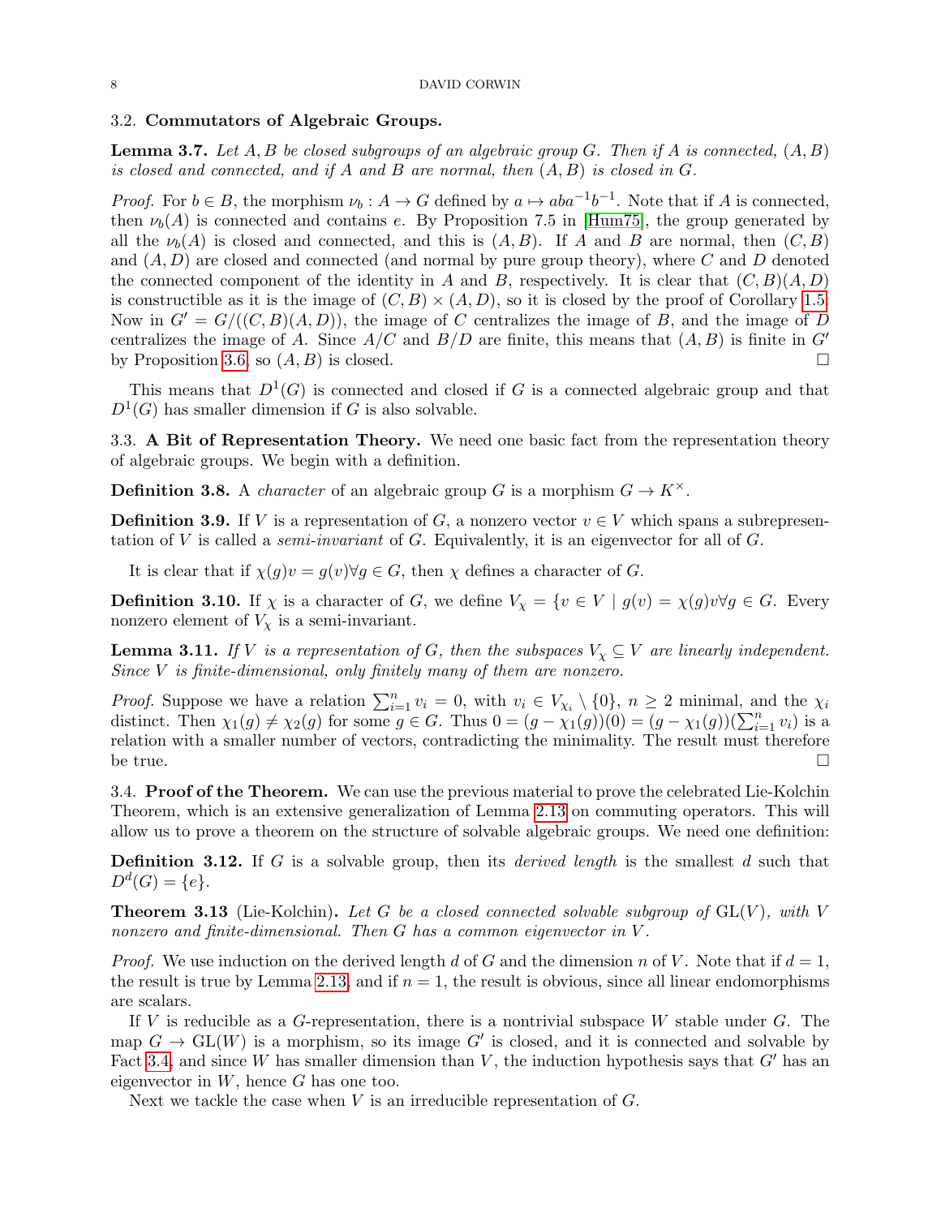### 3.2. **Commutators of Algebraic Groups.**

**Lemma 3.7.** *Let $A, B$ be closed subgroups of an algebraic group $G$. Then if $A$ is connected, $(A, B)$ is closed and connected, and if $A$ and $B$ are normal, then $(A, B)$ is closed in $G$.*

*Proof.* For $b \in B$, the morphism $\nu_b : A \to G$ defined by $a \mapsto aba^{-1}b^{-1}$. Note that if $A$ is connected, then $\nu_b(A)$ is connected and contains $e$. By Proposition 7.5 in [Hum75], the group generated by all the $\nu_b(A)$ is closed and connected, and this is $(A, B)$. If $A$ and $B$ are normal, then $(C, B)$ and $(A, D)$ are closed and connected (and normal by pure group theory), where $C$ and $D$ denoted the connected component of the identity in $A$ and $B$, respectively. It is clear that $(C, B)(A, D)$ is constructible as it is the image of $(C, B) \times (A, D)$, so it is closed by the proof of Corollary 1.5. Now in $G' = G/((C, B)(A, D))$, the image of $C$ centralizes the image of $B$, and the image of $D$ centralizes the image of $A$. Since $A/C$ and $B/D$ are finite, this means that $(A, B)$ is finite in $G'$ by Proposition 3.6, so $(A, B)$ is closed. □

This means that $D^1(G)$ is connected and closed if $G$ is a connected algebraic group and that $D^1(G)$ has smaller dimension if $G$ is also solvable.

### 3.3. **A Bit of Representation Theory.**

We need one basic fact from the representation theory of algebraic groups. We begin with a definition.

**Definition 3.8.** A *character* of an algebraic group $G$ is a morphism $G \to K^{\times}$.

**Definition 3.9.** If $V$ is a representation of $G$, a nonzero vector $v \in V$ which spans a subrepresentation of $V$ is called a *semi-invariant* of $G$. Equivalently, it is an eigenvector for all of $G$.

It is clear that if $\chi(g)v = g(v) \forall g \in G$, then $\chi$ defines a character of $G$.

**Definition 3.10.** If $\chi$ is a character of $G$, we define $V_{\chi} = \{v \in V \mid g(v) = \chi(g)v \forall g \in G$. Every nonzero element of $V_{\chi}$ is a semi-invariant.

**Lemma 3.11.** *If $V$ is a representation of $G$, then the subspaces $V_{\chi} \subseteq V$ are linearly independent. Since $V$ is finite-dimensional, only finitely many of them are nonzero.*

*Proof.* Suppose we have a relation $\sum_{i=1}^{n} v_i = 0$, with $v_i \in V_{\chi_i} \setminus \{0\}$, $n \geq 2$ minimal, and the $\chi_i$ distinct. Then $\chi_1(g) \neq \chi_2(g)$ for some $g \in G$. Thus $0 = (g - \chi_1(g))(0) = (g - \chi_1(g))(\sum_{i=1}^{n} v_i)$ is a relation with a smaller number of vectors, contradicting the minimality. The result must therefore be true. □

### 3.4. **Proof of the Theorem.**

We can use the previous material to prove the celebrated Lie-Kolchin Theorem, which is an extensive generalization of Lemma 2.13 on commuting operators. This will allow us to prove a theorem on the structure of solvable algebraic groups. We need one definition:

**Definition 3.12.** If $G$ is a solvable group, then its *derived length* is the smallest $d$ such that $D^d(G) = \{e\}$.

**Theorem 3.13** (Lie-Kolchin)**.** *Let $G$ be a closed connected solvable subgroup of $\mathrm{GL}(V)$, with $V$ nonzero and finite-dimensional. Then $G$ has a common eigenvector in $V$.*

*Proof.* We use induction on the derived length $d$ of $G$ and the dimension $n$ of $V$. Note that if $d = 1$, the result is true by Lemma 2.13, and if $n = 1$, the result is obvious, since all linear endomorphisms are scalars.

If $V$ is reducible as a $G$-representation, there is a nontrivial subspace $W$ stable under $G$. The map $G \to \mathrm{GL}(W)$ is a morphism, so its image $G'$ is closed, and it is connected and solvable by Fact 3.4, and since $W$ has smaller dimension than $V$, the induction hypothesis says that $G'$ has an eigenvector in $W$, hence $G$ has one too.

Next we tackle the case when $V$ is an irreducible representation of $G$.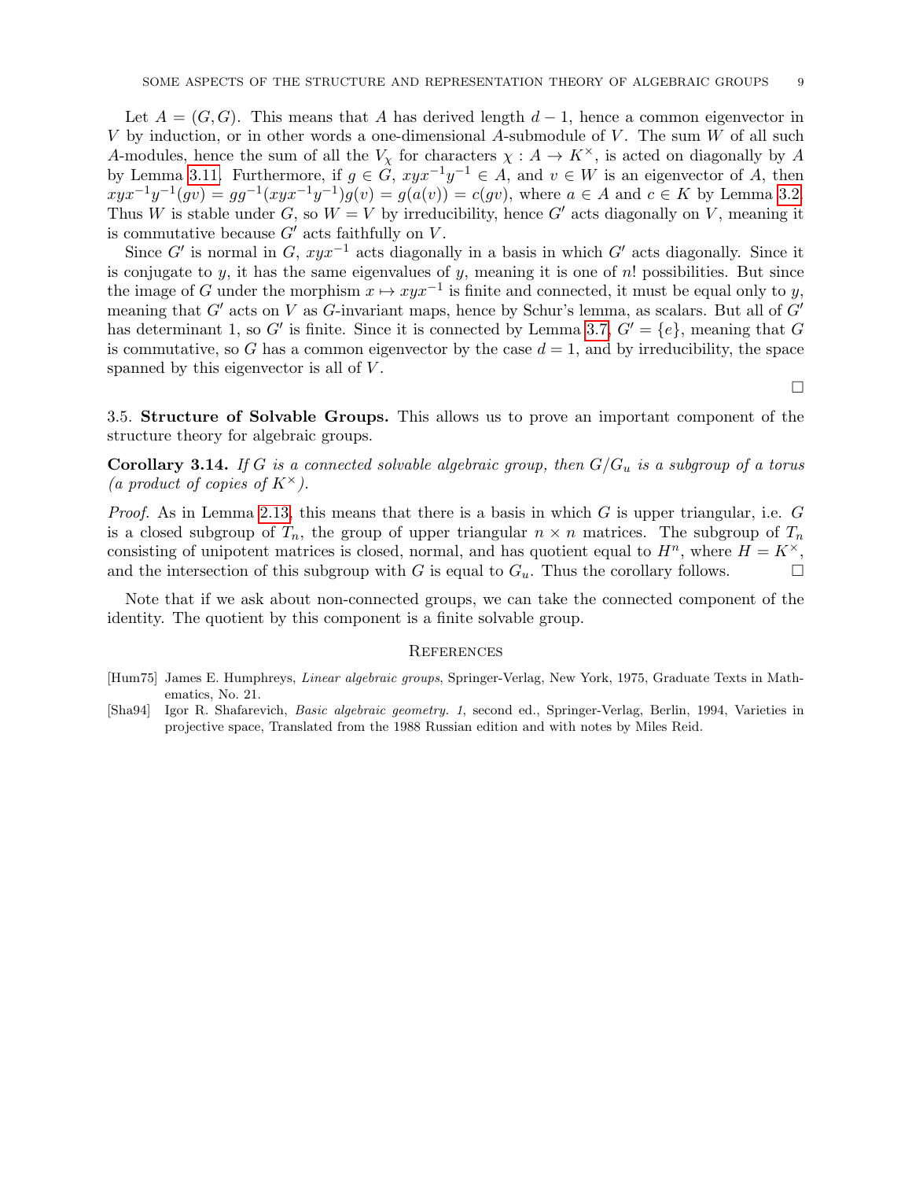Let $A = (G, G)$. This means that $A$ has derived length $d - 1$, hence a common eigenvector in $V$ by induction, or in other words a one-dimensional $A$-submodule of $V$. The sum $W$ of all such $A$-modules, hence the sum of all the $V_\chi$ for characters $\chi : A \to K^\times$, is acted on diagonally by $A$ by Lemma 3.11. Furthermore, if $g \in G$, $xyx^{-1}y^{-1} \in A$, and $v \in W$ is an eigenvector of $A$, then $xyx^{-1}y^{-1}(gv) = gg^{-1}(xyx^{-1}y^{-1})g(v) = g(a(v)) = c(gv)$, where $a \in A$ and $c \in K$ by Lemma 3.2. Thus $W$ is stable under $G$, so $W = V$ by irreducibility, hence $G'$ acts diagonally on $V$, meaning it is commutative because $G'$ acts faithfully on $V$.

Since $G'$ is normal in $G$, $xyx^{-1}$ acts diagonally in a basis in which $G'$ acts diagonally. Since it is conjugate to $y$, it has the same eigenvalues of $y$, meaning it is one of $n!$ possibilities. But since the image of $G$ under the morphism $x \mapsto xyx^{-1}$ is finite and connected, it must be equal only to $y$, meaning that $G'$ acts on $V$ as $G$-invariant maps, hence by Schur's lemma, as scalars. But all of $G'$ has determinant 1, so $G'$ is finite. Since it is connected by Lemma 3.7, $G' = \{e\}$, meaning that $G$ is commutative, so $G$ has a common eigenvector by the case $d = 1$, and by irreducibility, the space spanned by this eigenvector is all of $V$.

□

### 3.5. Structure of Solvable Groups.

This allows us to prove an important component of the structure theory for algebraic groups.

**Corollary 3.14.** *If $G$ is a connected solvable algebraic group, then $G/G_u$ is a subgroup of a torus (a product of copies of $K^\times$).*

*Proof.* As in Lemma 2.13, this means that there is a basis in which $G$ is upper triangular, i.e. $G$ is a closed subgroup of $T_n$, the group of upper triangular $n \times n$ matrices. The subgroup of $T_n$ consisting of unipotent matrices is closed, normal, and has quotient equal to $H^n$, where $H = K^\times$, and the intersection of this subgroup with $G$ is equal to $G_u$. Thus the corollary follows. □

Note that if we ask about non-connected groups, we can take the connected component of the identity. The quotient by this component is a finite solvable group.

## References

[Hum75] James E. Humphreys, *Linear algebraic groups*, Springer-Verlag, New York, 1975, Graduate Texts in Mathematics, No. 21.

[Sha94] Igor R. Shafarevich, *Basic algebraic geometry. 1*, second ed., Springer-Verlag, Berlin, 1994, Varieties in projective space, Translated from the 1988 Russian edition and with notes by Miles Reid.